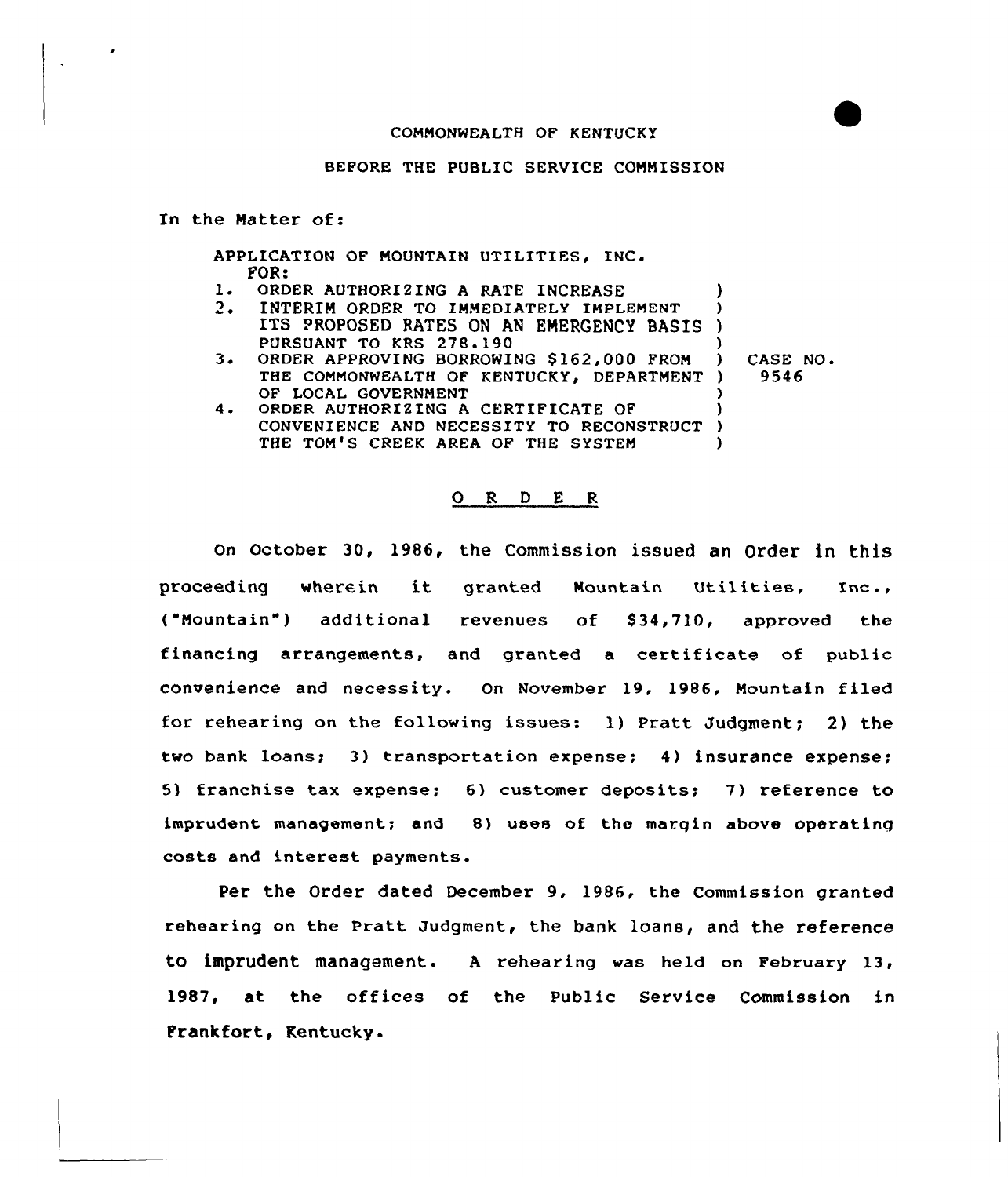COMMONWEALTH OF KENTUCKY

BEFORE THE PUBLIC SERVICE COMMISSION

In the Matter of:

| | | |
|---|---|---|
| APPLICATION OF MOUNTAIN UTILITIES, INC. FOR: | | |
| 1. ORDER AUTHORIZING A RATE INCREASE | ) | |
| 2. INTERIM ORDER TO IMMEDIATELY IMPLEMENT ITS PROPOSED RATES ON AN EMERGENCY BASIS PURSUANT TO KRS 278.190 | ) | |
| 3. ORDER APPROVING BORROWING $162,000 FROM THE COMMONWEALTH OF KENTUCKY, DEPARTMENT OF LOCAL GOVERNMENT | ) | CASE NO. 9546 |
| 4. ORDER AUTHORIZING A CERTIFICATE OF CONVENIENCE AND NECESSITY TO RECONSTRUCT THE TOM'S CREEK AREA OF THE SYSTEM | ) | |

## O R D E R

On October 30, 1986, the Commission issued an Order in this proceeding wherein it granted Mountain Utilities, Inc., ("Mountain") additional revenues of $34,710, approved the financing arrangements, and granted a certificate of public convenience and necessity. On November 19, 1986, Mountain filed for rehearing on the following issues: 1) Pratt Judgment; 2) the two bank loans; 3) transportation expense; 4) insurance expense; 5) franchise tax expense; 6) customer deposits; 7) reference to imprudent management; and 8) uses of the margin above operating costs and interest payments.

Per the Order dated December 9, 1986, the Commission granted rehearing on the Pratt Judgment, the bank loans, and the reference to imprudent management. A rehearing was held on February 13, 1987, at the offices of the Public Service Commission in Frankfort, Kentucky.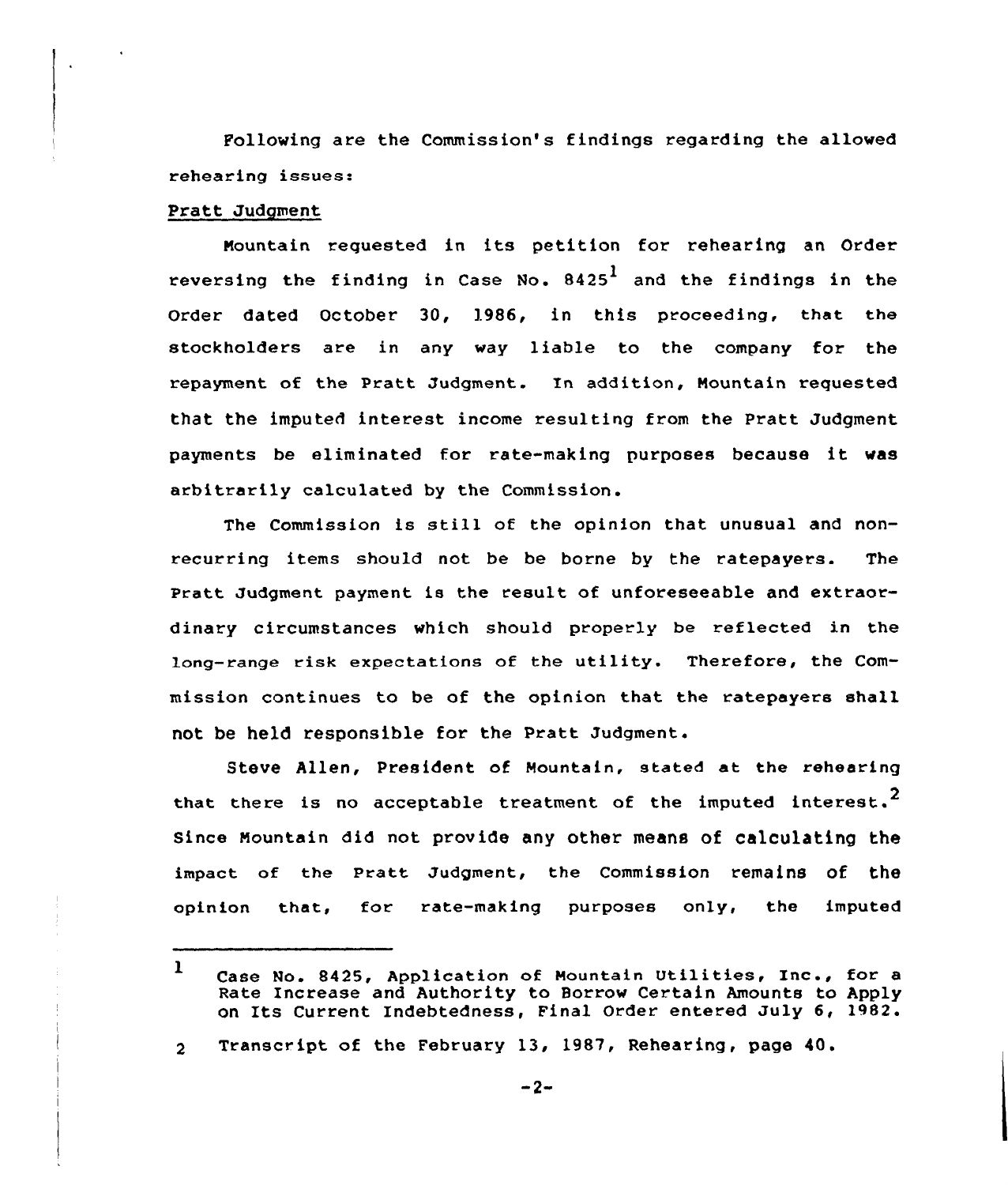Following are the Commission's findings regarding the allowed rehearing issues:

Pratt Judgment

Mountain requested in its petition for rehearing an Order reversing the finding in Case No. 8425[1] and the findings in the Order dated October 30, 1986, in this proceeding, that the stockholders are in any way liable to the company for the repayment of the Pratt Judgment. In addition, Mountain requested that the imputed interest income resulting from the Pratt Judgment payments be eliminated for rate-making purposes because it was arbitrarily calculated by the Commission.

The Commission is still of the opinion that unusual and non-recurring items should not be be borne by the ratepayers. The Pratt Judgment payment is the result of unforeseeable and extraordinary circumstances which should properly be reflected in the long-range risk expectations of the utility. Therefore, the Commission continues to be of the opinion that the ratepayers shall not be held responsible for the Pratt Judgment.

Steve Allen, President of Mountain, stated at the rehearing that there is no acceptable treatment of the imputed interest.[2] Since Mountain did not provide any other means of calculating the impact of the Pratt Judgment, the Commission remains of the opinion that, for rate-making purposes only, the imputed

---

1 Case No. 8425, Application of Mountain Utilities, Inc., for a Rate Increase and Authority to Borrow Certain Amounts to Apply on Its Current Indebtedness, Final Order entered July 6, 1982.

2 Transcript of the February 13, 1987, Rehearing, page 40.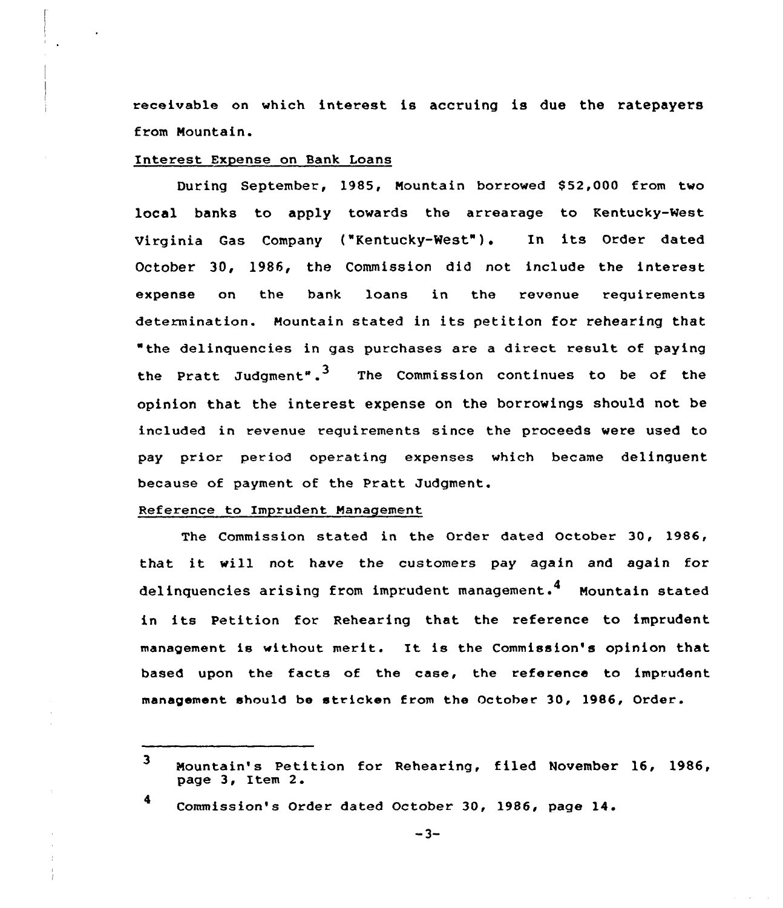receivable on which interest is accruing is due the ratepayers from Mountain.

Interest Expense on Bank Loans

During September, 1985, Mountain borrowed $52,000 from two local banks to apply towards the arrearage to Kentucky-West Virginia Gas Company ("Kentucky-West"). In its Order dated October 30, 1986, the Commission did not include the interest expense on the bank loans in the revenue requirements determination. Mountain stated in its petition for rehearing that "the delinquencies in gas purchases are a direct result of paying the Pratt Judgment".[3] The Commission continues to be of the opinion that the interest expense on the borrowings should not be included in revenue requirements since the proceeds were used to pay prior period operating expenses which became delinquent because of payment of the Pratt Judgment.

Reference to Imprudent Management

The Commission stated in the Order dated October 30, 1986, that it will not have the customers pay again and again for delinquencies arising from imprudent management.[4] Mountain stated in its Petition for Rehearing that the reference to imprudent management is without merit. It is the Commission's opinion that based upon the facts of the case, the reference to imprudent management should be stricken from the October 30, 1986, Order.

---

[3] Mountain's Petition for Rehearing, filed November 16, 1986, page 3, Item 2.

[4] Commission's Order dated October 30, 1986, page 14.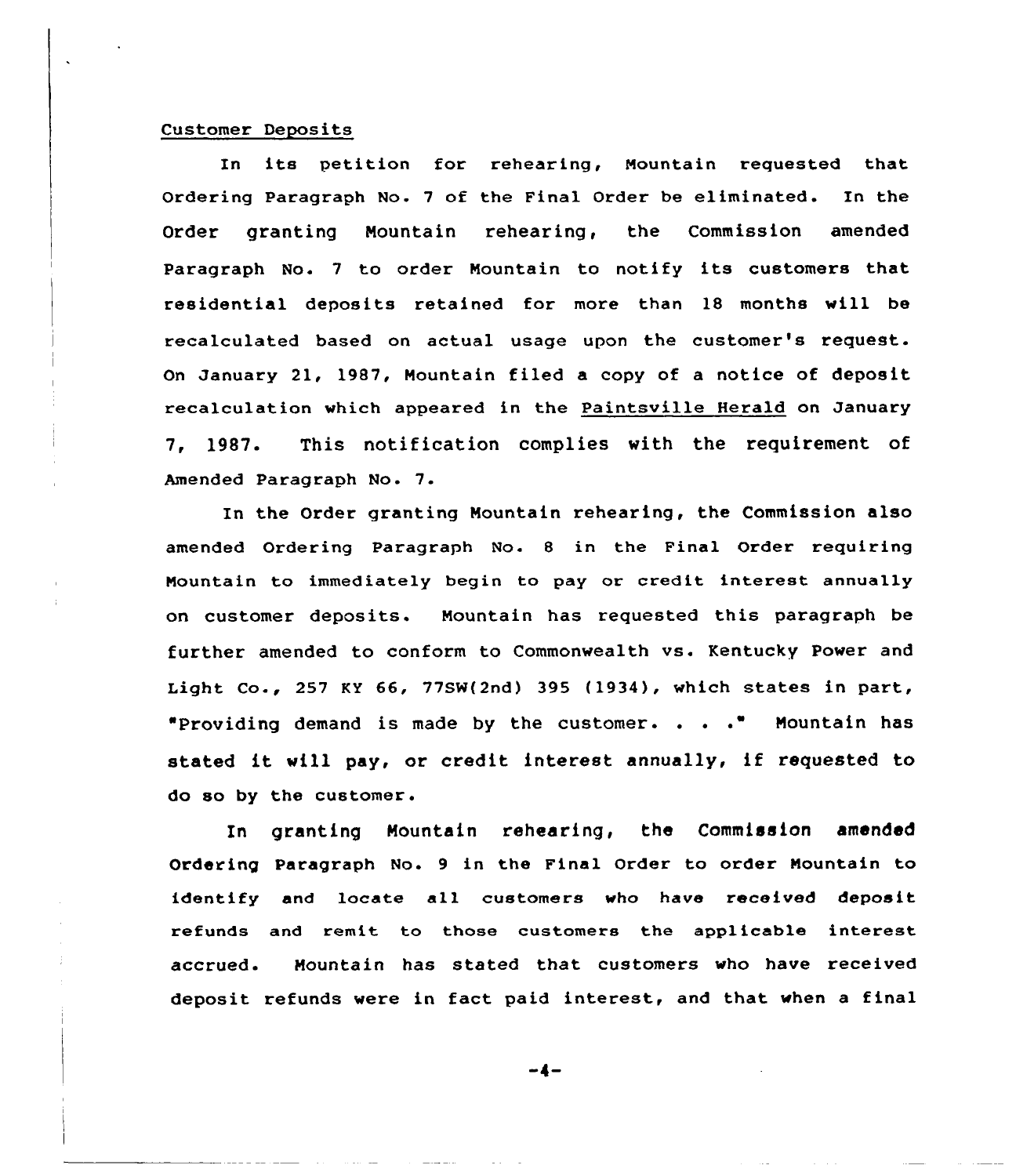Customer Deposits

In its petition for rehearing, Mountain requested that Ordering Paragraph No. 7 of the Final Order be eliminated. In the Order granting Mountain rehearing, the Commission amended Paragraph No. 7 to order Mountain to notify its customers that residential deposits retained for more than 18 months will be recalculated based on actual usage upon the customer's request. On January 21, 1987, Mountain filed a copy of a notice of deposit recalculation which appeared in the Paintsville Herald on January 7, 1987. This notification complies with the requirement of Amended Paragraph No. 7.

In the Order granting Mountain rehearing, the Commission also amended Ordering Paragraph No. 8 in the Final Order requiring Mountain to immediately begin to pay or credit interest annually on customer deposits. Mountain has requested this paragraph be further amended to conform to Commonwealth vs. Kentucky Power and Light Co., 257 KY 66, 77SW(2nd) 395 (1934), which states in part, "Providing demand is made by the customer. . . ." Mountain has stated it will pay, or credit interest annually, if requested to do so by the customer.

In granting Mountain rehearing, the Commission amended Ordering Paragraph No. 9 in the Final Order to order Mountain to identify and locate all customers who have received deposit refunds and remit to those customers the applicable interest accrued. Mountain has stated that customers who have received deposit refunds were in fact paid interest, and that when a final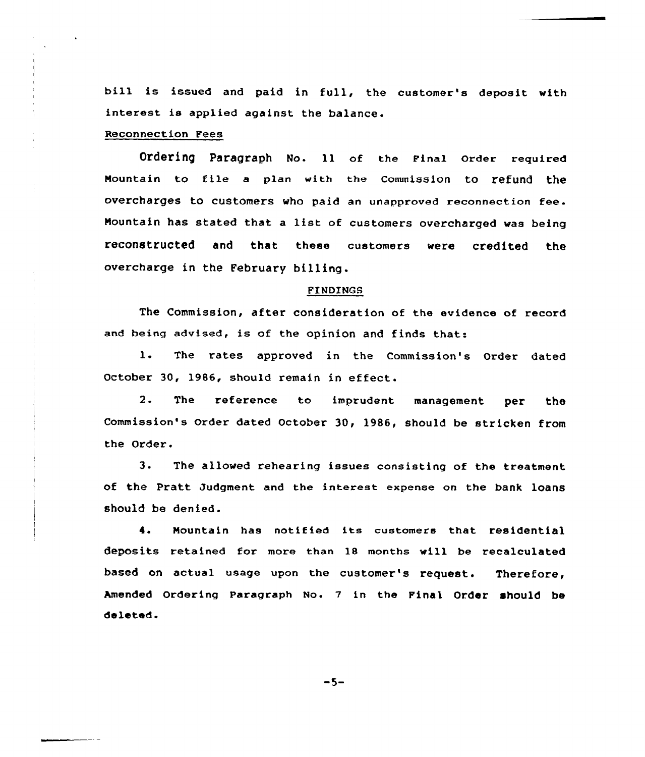bill is issued and paid in full, the customer's deposit with interest is applied against the balance.

Reconnection Fees

Ordering Paragraph No. 11 of the Final Order required Mountain to file a plan with the Commission to refund the overcharges to customers who paid an unapproved reconnection fee. Mountain has stated that a list of customers overcharged was being reconstructed and that these customers were credited the overcharge in the February billing.

FINDINGS

The Commission, after consideration of the evidence of record and being advised, is of the opinion and finds that:

1. The rates approved in the Commission's Order dated October 30, 1986, should remain in effect.

2. The reference to imprudent management per the Commission's Order dated October 30, 1986, should be stricken from the Order.

3. The allowed rehearing issues consisting of the treatment of the Pratt Judgment and the interest expense on the bank loans should be denied.

4. Mountain has notified its customers that residential deposits retained for more than 18 months will be recalculated based on actual usage upon the customer's request. Therefore, Amended Ordering Paragraph No. 7 in the Final Order should be deleted.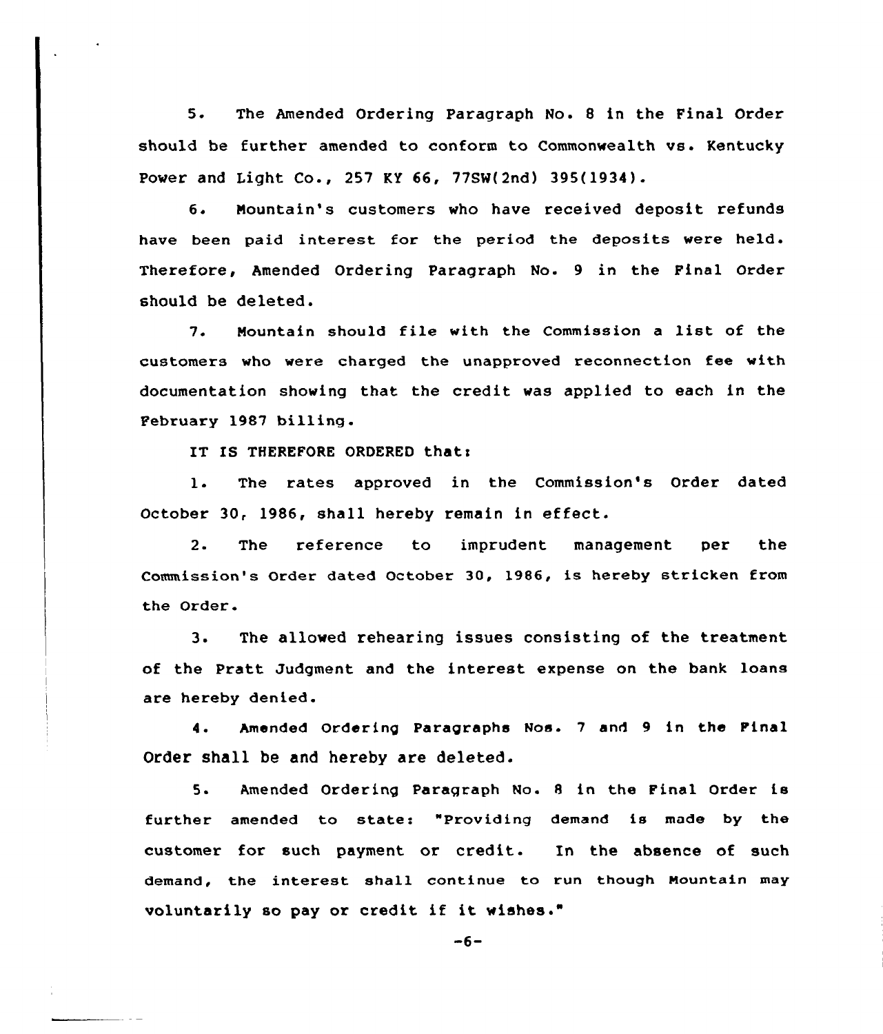5. The Amended Ordering Paragraph No. 8 in the Final Order should be further amended to conform to Commonwealth vs. Kentucky Power and Light Co., 257 KY 66, 77SW(2nd) 395(1934).

6. Mountain's customers who have received deposit refunds have been paid interest for the period the deposits were held. Therefore, Amended Ordering Paragraph No. 9 in the Final Order should be deleted.

7. Mountain should file with the Commission a list of the customers who were charged the unapproved reconnection fee with documentation showing that the credit was applied to each in the February 1987 billing.

IT IS THEREFORE ORDERED that:

1. The rates approved in the Commission's Order dated October 30, 1986, shall hereby remain in effect.

2. The reference to imprudent management per the Commission's Order dated October 30, 1986, is hereby stricken from the Order.

3. The allowed rehearing issues consisting of the treatment of the Pratt Judgment and the interest expense on the bank loans are hereby denied.

4. Amended Ordering Paragraphs Nos. 7 and 9 in the Final Order shall be and hereby are deleted.

5. Amended Ordering Paragraph No. 8 in the Final Order is further amended to state: "Providing demand is made by the customer for such payment or credit. In the absence of such demand, the interest shall continue to run though Mountain may voluntarily so pay or credit if it wishes."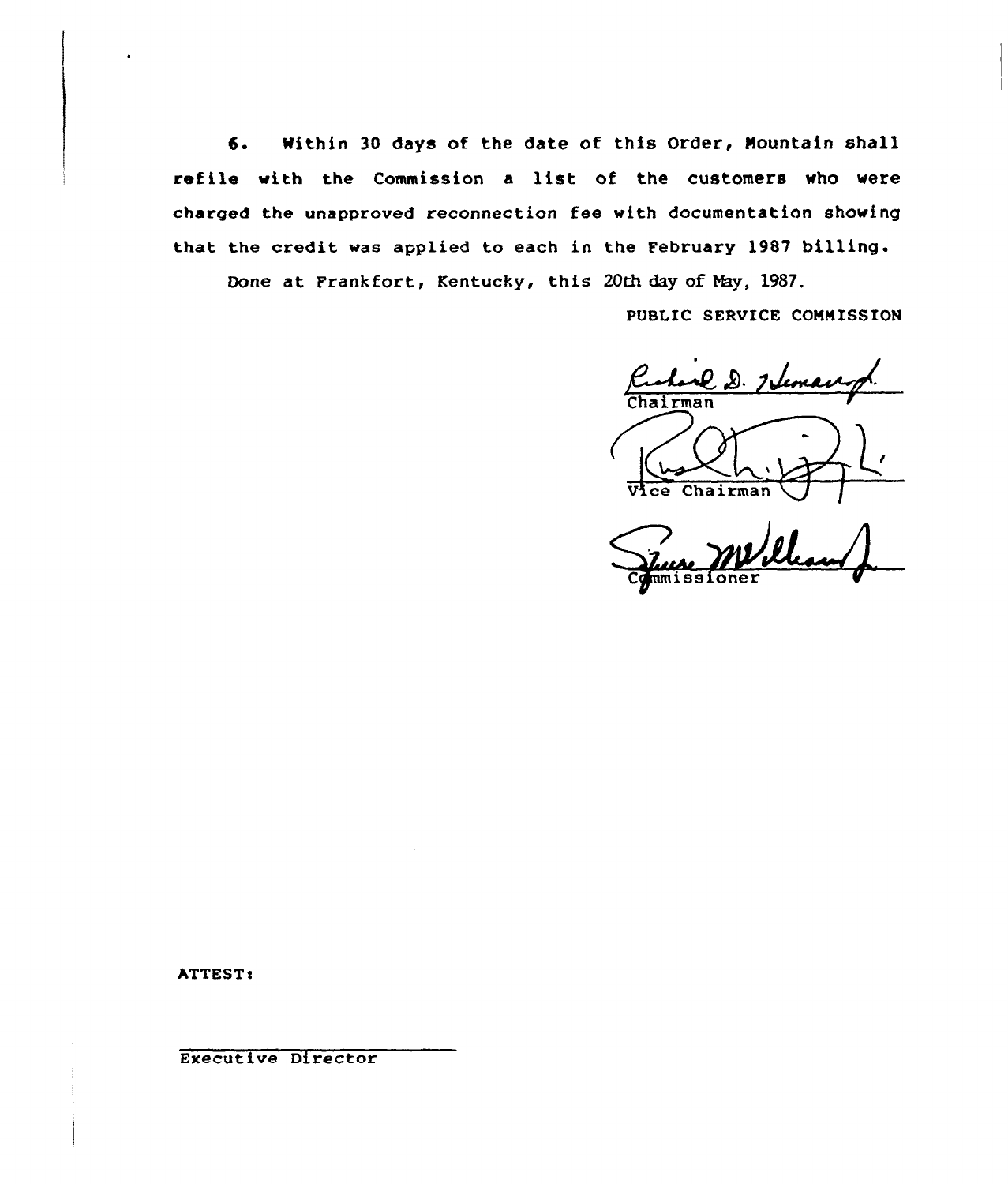6. Within 30 days of the date of this Order, Mountain shall refile with the Commission a list of the customers who were charged the unapproved reconnection fee with documentation showing that the credit was applied to each in the February 1987 billing.

Done at Frankfort, Kentucky, this 20th day of May, 1987.

PUBLIC SERVICE COMMISSION

Chairman

Vice Chairman

Commissioner

ATTEST:

Executive Director